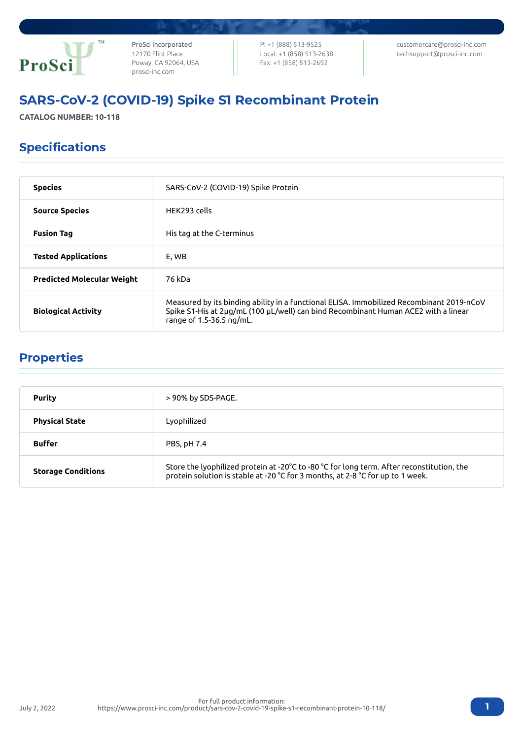ProSci Incorporated
12170 Flint Place
Poway, CA 92064, USA
prosci-inc.com

P: +1 (888) 513-9525
Local: +1 (858) 513-2638
Fax: +1 (858) 513-2692

customercare@prosci-inc.com
techsupport@prosci-inc.com

# SARS-CoV-2 (COVID-19) Spike S1 Recombinant Protein

**CATALOG NUMBER: 10-118**

## Specifications

| | |
|---|---|
| **Species** | SARS-CoV-2 (COVID-19) Spike Protein |
| **Source Species** | HEK293 cells |
| **Fusion Tag** | His tag at the C-terminus |
| **Tested Applications** | E, WB |
| **Predicted Molecular Weight** | 76 kDa |
| **Biological Activity** | Measured by its binding ability in a functional ELISA. Immobilized Recombinant 2019-nCoV Spike S1-His at 2μg/mL (100 μL/well) can bind Recombinant Human ACE2 with a linear range of 1.5-36.5 ng/mL. |

## Properties

| | |
|---|---|
| **Purity** | > 90% by SDS-PAGE. |
| **Physical State** | Lyophilized |
| **Buffer** | PBS, pH 7.4 |
| **Storage Conditions** | Store the lyophilized protein at -20°C to -80 °C for long term. After reconstitution, the protein solution is stable at -20 °C for 3 months, at 2-8 °C for up to 1 week. |

July 2, 2022

For full product information:
https://www.prosci-inc.com/product/sars-cov-2-covid-19-spike-s1-recombinant-protein-10-118/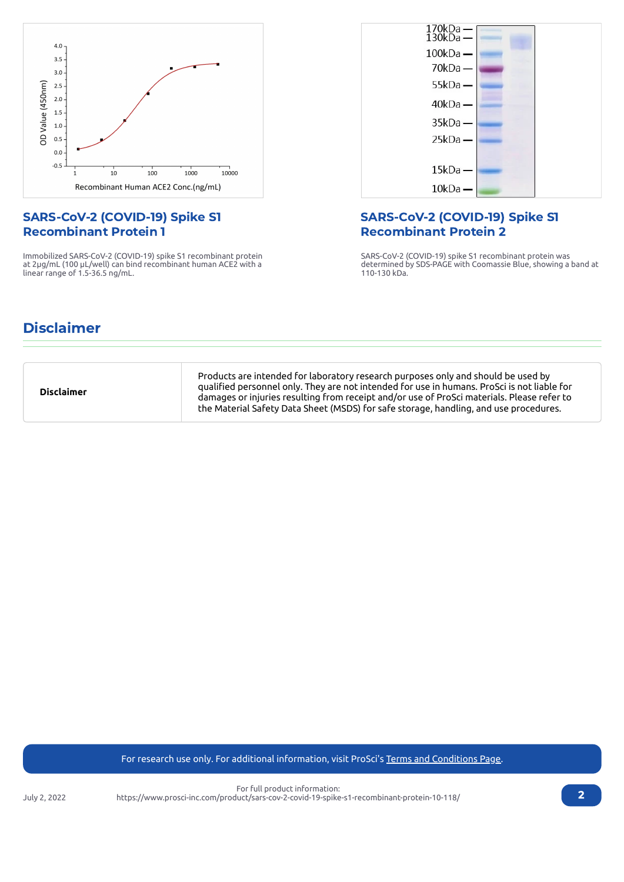OD Value (450nm)
4.0
3.5
3.0
2.5
2.0
1.5
1.0
0.5
0.0
-0.5
1
10
100
1000
10000
Recombinant Human ACE2 Conc.(ng/mL)

### SARS-CoV-2 (COVID-19) Spike S1 Recombinant Protein 1

Immobilized SARS-CoV-2 (COVID-19) spike S1 recombinant protein at 2µg/mL (100 µL/well) can bind recombinant human ACE2 with a linear range of 1.5-36.5 ng/mL.

170kDa
130kDa
100kDa
70kDa
55kDa
40kDa
35kDa
25kDa
15kDa
10kDa

### SARS-CoV-2 (COVID-19) Spike S1 Recombinant Protein 2

SARS-CoV-2 (COVID-19) spike S1 recombinant protein was determined by SDS-PAGE with Coomassie Blue, showing a band at 110-130 kDa.

## Disclaimer

| | |
|---|---|
| **Disclaimer** | Products are intended for laboratory research purposes only and should be used by qualified personnel only. They are not intended for use in humans. ProSci is not liable for damages or injuries resulting from receipt and/or use of ProSci materials. Please refer to the Material Safety Data Sheet (MSDS) for safe storage, handling, and use procedures. |

For research use only. For additional information, visit ProSci's Terms and Conditions Page.

July 2, 2022

For full product information:
https://www.prosci-inc.com/product/sars-cov-2-covid-19-spike-s1-recombinant-protein-10-118/